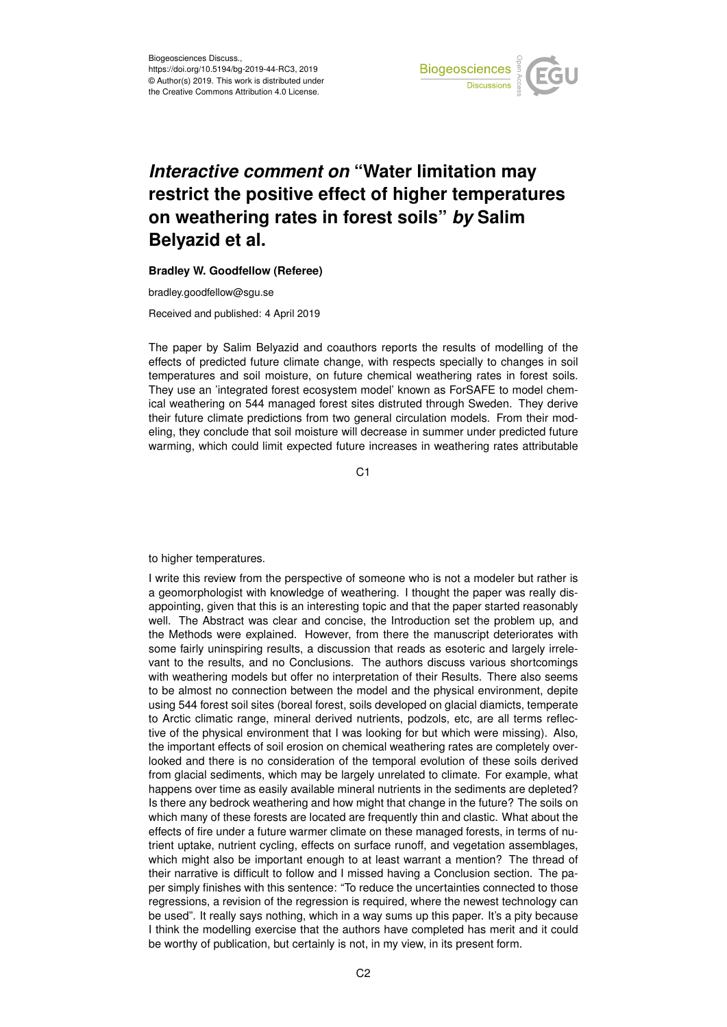Biogeosciences Discuss.,
https://doi.org/10.5194/bg-2019-44-RC3, 2019
© Author(s) 2019. This work is distributed under
the Creative Commons Attribution 4.0 License.

# *Interactive comment on* "Water limitation may restrict the positive effect of higher temperatures on weathering rates in forest soils" *by* Salim Belyazid et al.

**Bradley W. Goodfellow (Referee)**

bradley.goodfellow@sgu.se

Received and published: 4 April 2019

The paper by Salim Belyazid and coauthors reports the results of modelling of the effects of predicted future climate change, with respects specially to changes in soil temperatures and soil moisture, on future chemical weathering rates in forest soils. They use an 'integrated forest ecosystem model' known as ForSAFE to model chemical weathering on 544 managed forest sites distruted through Sweden. They derive their future climate predictions from two general circulation models. From their modeling, they conclude that soil moisture will decrease in summer under predicted future warming, which could limit expected future increases in weathering rates attributable to higher temperatures.

I write this review from the perspective of someone who is not a modeler but rather is a geomorphologist with knowledge of weathering. I thought the paper was really disappointing, given that this is an interesting topic and that the paper started reasonably well. The Abstract was clear and concise, the Introduction set the problem up, and the Methods were explained. However, from there the manuscript deteriorates with some fairly uninspiring results, a discussion that reads as esoteric and largely irrelevant to the results, and no Conclusions. The authors discuss various shortcomings with weathering models but offer no interpretation of their Results. There also seems to be almost no connection between the model and the physical environment, depite using 544 forest soil sites (boreal forest, soils developed on glacial diamicts, temperate to Arctic climatic range, mineral derived nutrients, podzols, etc, are all terms reflective of the physical environment that I was looking for but which were missing). Also, the important effects of soil erosion on chemical weathering rates are completely overlooked and there is no consideration of the temporal evolution of these soils derived from glacial sediments, which may be largely unrelated to climate. For example, what happens over time as easily available mineral nutrients in the sediments are depleted? Is there any bedrock weathering and how might that change in the future? The soils on which many of these forests are located are frequently thin and clastic. What about the effects of fire under a future warmer climate on these managed forests, in terms of nutrient uptake, nutrient cycling, effects on surface runoff, and vegetation assemblages, which might also be important enough to at least warrant a mention? The thread of their narrative is difficult to follow and I missed having a Conclusion section. The paper simply finishes with this sentence: "To reduce the uncertainties connected to those regressions, a revision of the regression is required, where the newest technology can be used". It really says nothing, which in a way sums up this paper. It's a pity because I think the modelling exercise that the authors have completed has merit and it could be worthy of publication, but certainly is not, in my view, in its present form.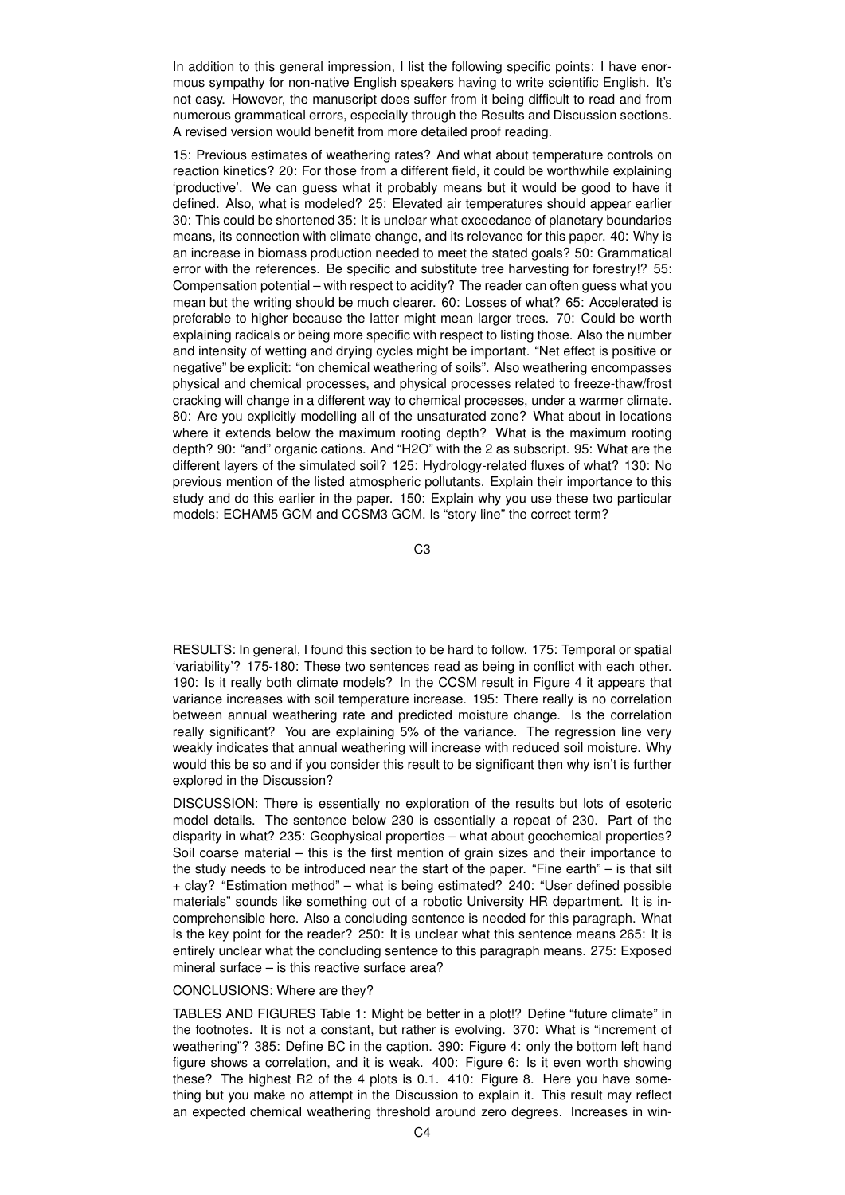In addition to this general impression, I list the following specific points: I have enormous sympathy for non-native English speakers having to write scientific English. It's not easy. However, the manuscript does suffer from it being difficult to read and from numerous grammatical errors, especially through the Results and Discussion sections. A revised version would benefit from more detailed proof reading.

15: Previous estimates of weathering rates? And what about temperature controls on reaction kinetics? 20: For those from a different field, it could be worthwhile explaining 'productive'. We can guess what it probably means but it would be good to have it defined. Also, what is modeled? 25: Elevated air temperatures should appear earlier 30: This could be shortened 35: It is unclear what exceedance of planetary boundaries means, its connection with climate change, and its relevance for this paper. 40: Why is an increase in biomass production needed to meet the stated goals? 50: Grammatical error with the references. Be specific and substitute tree harvesting for forestry!? 55: Compensation potential – with respect to acidity? The reader can often guess what you mean but the writing should be much clearer. 60: Losses of what? 65: Accelerated is preferable to higher because the latter might mean larger trees. 70: Could be worth explaining radicals or being more specific with respect to listing those. Also the number and intensity of wetting and drying cycles might be important. "Net effect is positive or negative" be explicit: "on chemical weathering of soils". Also weathering encompasses physical and chemical processes, and physical processes related to freeze-thaw/frost cracking will change in a different way to chemical processes, under a warmer climate. 80: Are you explicitly modelling all of the unsaturated zone? What about in locations where it extends below the maximum rooting depth? What is the maximum rooting depth? 90: "and" organic cations. And "H2O" with the 2 as subscript. 95: What are the different layers of the simulated soil? 125: Hydrology-related fluxes of what? 130: No previous mention of the listed atmospheric pollutants. Explain their importance to this study and do this earlier in the paper. 150: Explain why you use these two particular models: ECHAM5 GCM and CCSM3 GCM. Is "story line" the correct term?

RESULTS: In general, I found this section to be hard to follow. 175: Temporal or spatial 'variability'? 175-180: These two sentences read as being in conflict with each other. 190: Is it really both climate models? In the CCSM result in Figure 4 it appears that variance increases with soil temperature increase. 195: There really is no correlation between annual weathering rate and predicted moisture change. Is the correlation really significant? You are explaining 5% of the variance. The regression line very weakly indicates that annual weathering will increase with reduced soil moisture. Why would this be so and if you consider this result to be significant then why isn't is further explored in the Discussion?

DISCUSSION: There is essentially no exploration of the results but lots of esoteric model details. The sentence below 230 is essentially a repeat of 230. Part of the disparity in what? 235: Geophysical properties – what about geochemical properties? Soil coarse material – this is the first mention of grain sizes and their importance to the study needs to be introduced near the start of the paper. "Fine earth" – is that silt + clay? "Estimation method" – what is being estimated? 240: "User defined possible materials" sounds like something out of a robotic University HR department. It is incomprehensible here. Also a concluding sentence is needed for this paragraph. What is the key point for the reader? 250: It is unclear what this sentence means 265: It is entirely unclear what the concluding sentence to this paragraph means. 275: Exposed mineral surface – is this reactive surface area?

CONCLUSIONS: Where are they?

TABLES AND FIGURES Table 1: Might be better in a plot!? Define "future climate" in the footnotes. It is not a constant, but rather is evolving. 370: What is "increment of weathering"? 385: Define BC in the caption. 390: Figure 4: only the bottom left hand figure shows a correlation, and it is weak. 400: Figure 6: Is it even worth showing these? The highest R2 of the 4 plots is 0.1. 410: Figure 8. Here you have something but you make no attempt in the Discussion to explain it. This result may reflect an expected chemical weathering threshold around zero degrees. Increases in win-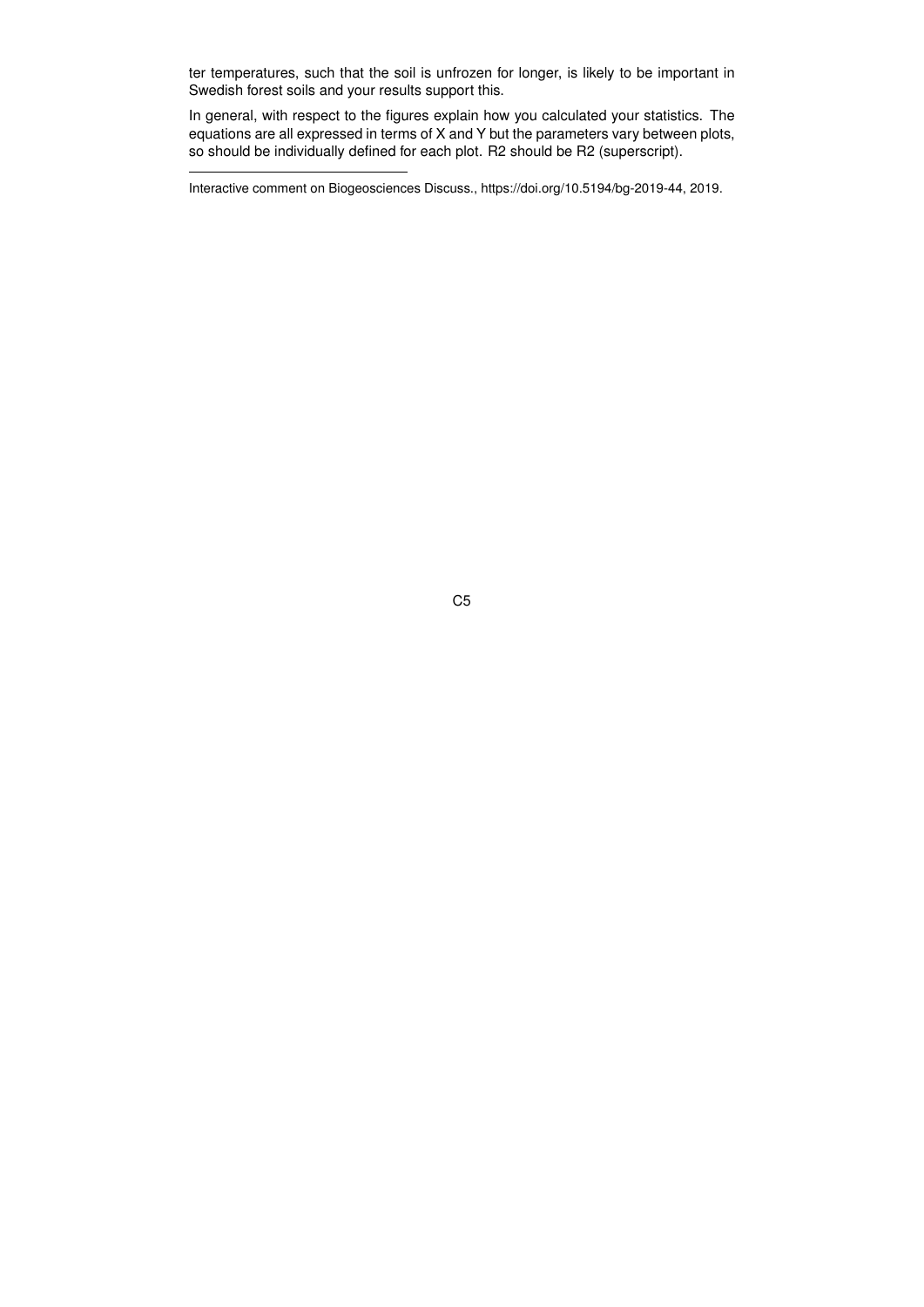ter temperatures, such that the soil is unfrozen for longer, is likely to be important in Swedish forest soils and your results support this.

In general, with respect to the figures explain how you calculated your statistics. The equations are all expressed in terms of X and Y but the parameters vary between plots, so should be individually defined for each plot. R2 should be R2 (superscript).

---

Interactive comment on Biogeosciences Discuss., https://doi.org/10.5194/bg-2019-44, 2019.